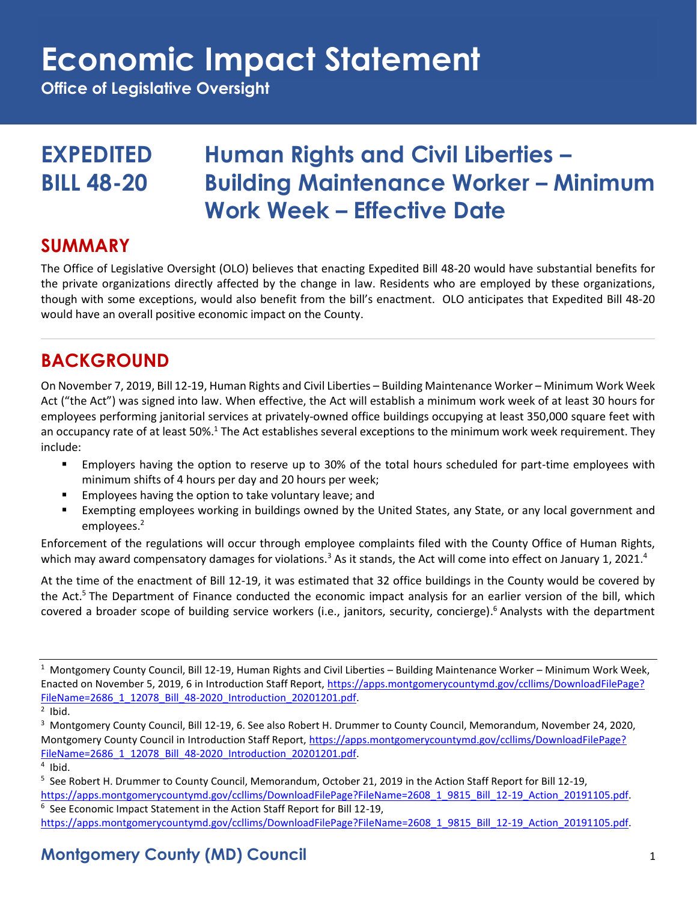# Economic Impact Statement

**Office of Legislative Oversight**

## EXPEDITED BILL 48-20 — Human Rights and Civil Liberties – Building Maintenance Worker – Minimum Work Week – Effective Date

## SUMMARY

The Office of Legislative Oversight (OLO) believes that enacting Expedited Bill 48-20 would have substantial benefits for the private organizations directly affected by the change in law. Residents who are employed by these organizations, though with some exceptions, would also benefit from the bill's enactment. OLO anticipates that Expedited Bill 48-20 would have an overall positive economic impact on the County.

## BACKGROUND

On November 7, 2019, Bill 12-19, Human Rights and Civil Liberties – Building Maintenance Worker – Minimum Work Week Act ("the Act") was signed into law. When effective, the Act will establish a minimum work week of at least 30 hours for employees performing janitorial services at privately-owned office buildings occupying at least 350,000 square feet with an occupancy rate of at least 50%.[1] The Act establishes several exceptions to the minimum work week requirement. They include:

- Employers having the option to reserve up to 30% of the total hours scheduled for part-time employees with minimum shifts of 4 hours per day and 20 hours per week;
- Employees having the option to take voluntary leave; and
- Exempting employees working in buildings owned by the United States, any State, or any local government and employees.[2]

Enforcement of the regulations will occur through employee complaints filed with the County Office of Human Rights, which may award compensatory damages for violations.[3] As it stands, the Act will come into effect on January 1, 2021.[4]

At the time of the enactment of Bill 12-19, it was estimated that 32 office buildings in the County would be covered by the Act.[5] The Department of Finance conducted the economic impact analysis for an earlier version of the bill, which covered a broader scope of building service workers (i.e., janitors, security, concierge).[6] Analysts with the department

---

[1] Montgomery County Council, Bill 12-19, Human Rights and Civil Liberties – Building Maintenance Worker – Minimum Work Week, Enacted on November 5, 2019, 6 in Introduction Staff Report, https://apps.montgomerycountymd.gov/ccllims/DownloadFilePage?FileName=2686_1_12078_Bill_48-2020_Introduction_20201201.pdf.

[2] Ibid.

[3] Montgomery County Council, Bill 12-19, 6. See also Robert H. Drummer to County Council, Memorandum, November 24, 2020, Montgomery County Council in Introduction Staff Report, https://apps.montgomerycountymd.gov/ccllims/DownloadFilePage?FileName=2686_1_12078_Bill_48-2020_Introduction_20201201.pdf.

[4] Ibid.

[5] See Robert H. Drummer to County Council, Memorandum, October 21, 2019 in the Action Staff Report for Bill 12-19, https://apps.montgomerycountymd.gov/ccllims/DownloadFilePage?FileName=2608_1_9815_Bill_12-19_Action_20191105.pdf.

[6] See Economic Impact Statement in the Action Staff Report for Bill 12-19, https://apps.montgomerycountymd.gov/ccllims/DownloadFilePage?FileName=2608_1_9815_Bill_12-19_Action_20191105.pdf.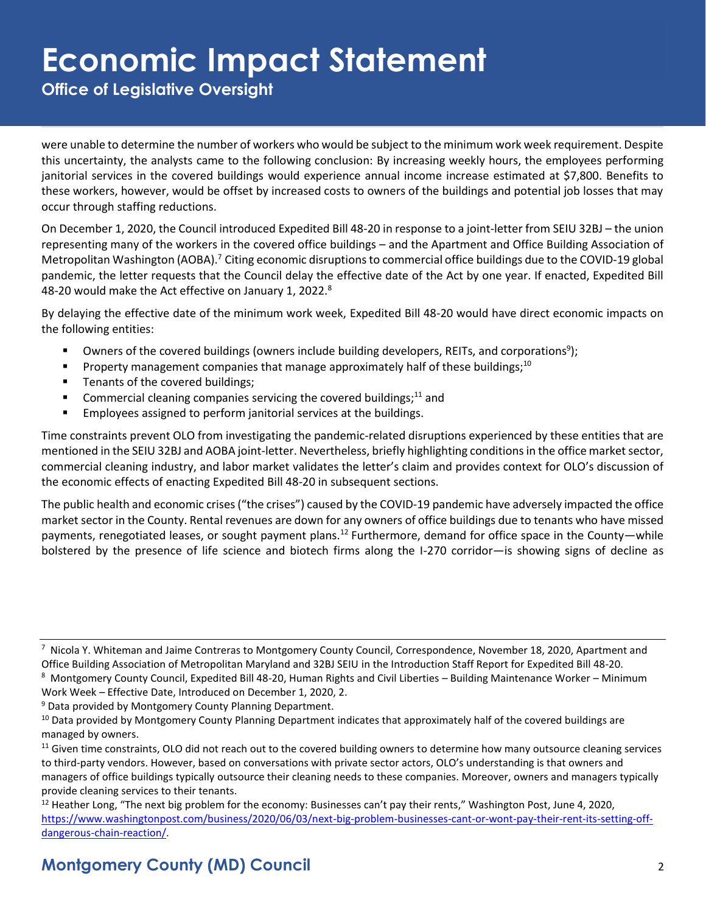were unable to determine the number of workers who would be subject to the minimum work week requirement. Despite this uncertainty, the analysts came to the following conclusion: By increasing weekly hours, the employees performing janitorial services in the covered buildings would experience annual income increase estimated at $7,800. Benefits to these workers, however, would be offset by increased costs to owners of the buildings and potential job losses that may occur through staffing reductions.

On December 1, 2020, the Council introduced Expedited Bill 48-20 in response to a joint-letter from SEIU 32BJ – the union representing many of the workers in the covered office buildings – and the Apartment and Office Building Association of Metropolitan Washington (AOBA).[7] Citing economic disruptions to commercial office buildings due to the COVID-19 global pandemic, the letter requests that the Council delay the effective date of the Act by one year. If enacted, Expedited Bill 48-20 would make the Act effective on January 1, 2022.[8]

By delaying the effective date of the minimum work week, Expedited Bill 48-20 would have direct economic impacts on the following entities:

- Owners of the covered buildings (owners include building developers, REITs, and corporations[9]);
- Property management companies that manage approximately half of these buildings;[10]
- Tenants of the covered buildings;
- Commercial cleaning companies servicing the covered buildings;[11] and
- Employees assigned to perform janitorial services at the buildings.

Time constraints prevent OLO from investigating the pandemic-related disruptions experienced by these entities that are mentioned in the SEIU 32BJ and AOBA joint-letter. Nevertheless, briefly highlighting conditions in the office market sector, commercial cleaning industry, and labor market validates the letter's claim and provides context for OLO's discussion of the economic effects of enacting Expedited Bill 48-20 in subsequent sections.

The public health and economic crises ("the crises") caused by the COVID-19 pandemic have adversely impacted the office market sector in the County. Rental revenues are down for any owners of office buildings due to tenants who have missed payments, renegotiated leases, or sought payment plans.[12] Furthermore, demand for office space in the County—while bolstered by the presence of life science and biotech firms along the I-270 corridor—is showing signs of decline as

---

[7] Nicola Y. Whiteman and Jaime Contreras to Montgomery County Council, Correspondence, November 18, 2020, Apartment and Office Building Association of Metropolitan Maryland and 32BJ SEIU in the Introduction Staff Report for Expedited Bill 48-20.

[8] Montgomery County Council, Expedited Bill 48-20, Human Rights and Civil Liberties – Building Maintenance Worker – Minimum Work Week – Effective Date, Introduced on December 1, 2020, 2.

[9] Data provided by Montgomery County Planning Department.

[10] Data provided by Montgomery County Planning Department indicates that approximately half of the covered buildings are managed by owners.

[11] Given time constraints, OLO did not reach out to the covered building owners to determine how many outsource cleaning services to third-party vendors. However, based on conversations with private sector actors, OLO's understanding is that owners and managers of office buildings typically outsource their cleaning needs to these companies. Moreover, owners and managers typically provide cleaning services to their tenants.

[12] Heather Long, "The next big problem for the economy: Businesses can't pay their rents," Washington Post, June 4, 2020, https://www.washingtonpost.com/business/2020/06/03/next-big-problem-businesses-cant-or-wont-pay-their-rent-its-setting-off-dangerous-chain-reaction/.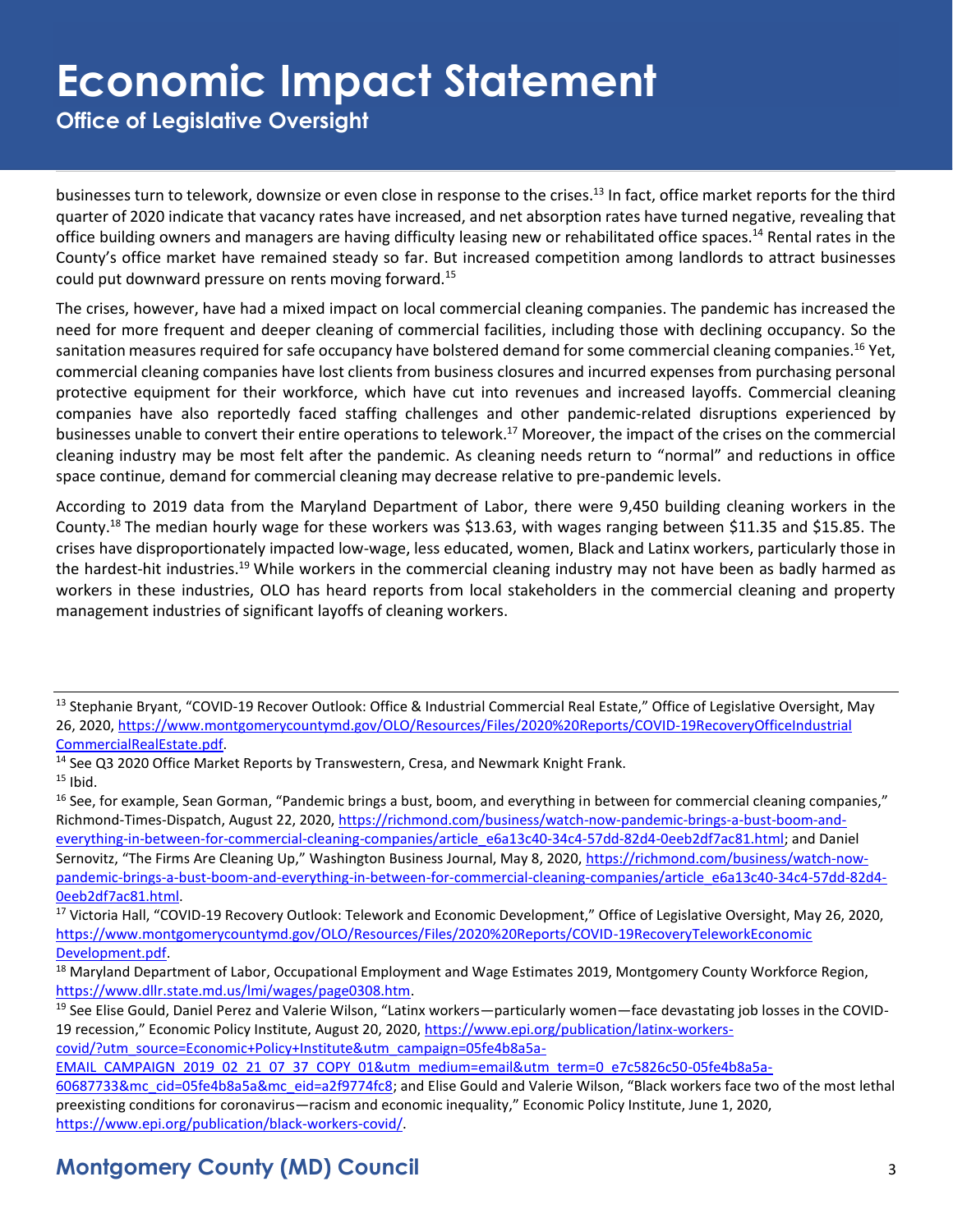businesses turn to telework, downsize or even close in response to the crises.[13] In fact, office market reports for the third quarter of 2020 indicate that vacancy rates have increased, and net absorption rates have turned negative, revealing that office building owners and managers are having difficulty leasing new or rehabilitated office spaces.[14] Rental rates in the County's office market have remained steady so far. But increased competition among landlords to attract businesses could put downward pressure on rents moving forward.[15]

The crises, however, have had a mixed impact on local commercial cleaning companies. The pandemic has increased the need for more frequent and deeper cleaning of commercial facilities, including those with declining occupancy. So the sanitation measures required for safe occupancy have bolstered demand for some commercial cleaning companies.[16] Yet, commercial cleaning companies have lost clients from business closures and incurred expenses from purchasing personal protective equipment for their workforce, which have cut into revenues and increased layoffs. Commercial cleaning companies have also reportedly faced staffing challenges and other pandemic-related disruptions experienced by businesses unable to convert their entire operations to telework.[17] Moreover, the impact of the crises on the commercial cleaning industry may be most felt after the pandemic. As cleaning needs return to "normal" and reductions in office space continue, demand for commercial cleaning may decrease relative to pre-pandemic levels.

According to 2019 data from the Maryland Department of Labor, there were 9,450 building cleaning workers in the County.[18] The median hourly wage for these workers was $13.63, with wages ranging between $11.35 and $15.85. The crises have disproportionately impacted low-wage, less educated, women, Black and Latinx workers, particularly those in the hardest-hit industries.[19] While workers in the commercial cleaning industry may not have been as badly harmed as workers in these industries, OLO has heard reports from local stakeholders in the commercial cleaning and property management industries of significant layoffs of cleaning workers.

---

[13] Stephanie Bryant, "COVID-19 Recover Outlook: Office & Industrial Commercial Real Estate," Office of Legislative Oversight, May 26, 2020, https://www.montgomerycountymd.gov/OLO/Resources/Files/2020%20Reports/COVID-19RecoveryOfficeIndustrialCommercialRealEstate.pdf.

[14] See Q3 2020 Office Market Reports by Transwestern, Cresa, and Newmark Knight Frank.

[15] Ibid.

[16] See, for example, Sean Gorman, "Pandemic brings a bust, boom, and everything in between for commercial cleaning companies," Richmond-Times-Dispatch, August 22, 2020, https://richmond.com/business/watch-now-pandemic-brings-a-bust-boom-and-everything-in-between-for-commercial-cleaning-companies/article_e6a13c40-34c4-57dd-82d4-0eeb2df7ac81.html; and Daniel Sernovitz, "The Firms Are Cleaning Up," Washington Business Journal, May 8, 2020, https://richmond.com/business/watch-now-pandemic-brings-a-bust-boom-and-everything-in-between-for-commercial-cleaning-companies/article_e6a13c40-34c4-57dd-82d4-0eeb2df7ac81.html.

[17] Victoria Hall, "COVID-19 Recovery Outlook: Telework and Economic Development," Office of Legislative Oversight, May 26, 2020, https://www.montgomerycountymd.gov/OLO/Resources/Files/2020%20Reports/COVID-19RecoveryTeleworkEconomicDevelopment.pdf.

[18] Maryland Department of Labor, Occupational Employment and Wage Estimates 2019, Montgomery County Workforce Region, https://www.dllr.state.md.us/lmi/wages/page0308.htm.

[19] See Elise Gould, Daniel Perez and Valerie Wilson, "Latinx workers—particularly women—face devastating job losses in the COVID-19 recession," Economic Policy Institute, August 20, 2020, https://www.epi.org/publication/latinx-workers-covid/?utm_source=Economic+Policy+Institute&utm_campaign=05fe4b8a5a-EMAIL_CAMPAIGN_2019_02_21_07_37_COPY_01&utm_medium=email&utm_term=0_e7c5826c50-05fe4b8a5a-60687733&mc_cid=05fe4b8a5a&mc_eid=a2f9774fc8; and Elise Gould and Valerie Wilson, "Black workers face two of the most lethal preexisting conditions for coronavirus—racism and economic inequality," Economic Policy Institute, June 1, 2020, https://www.epi.org/publication/black-workers-covid/.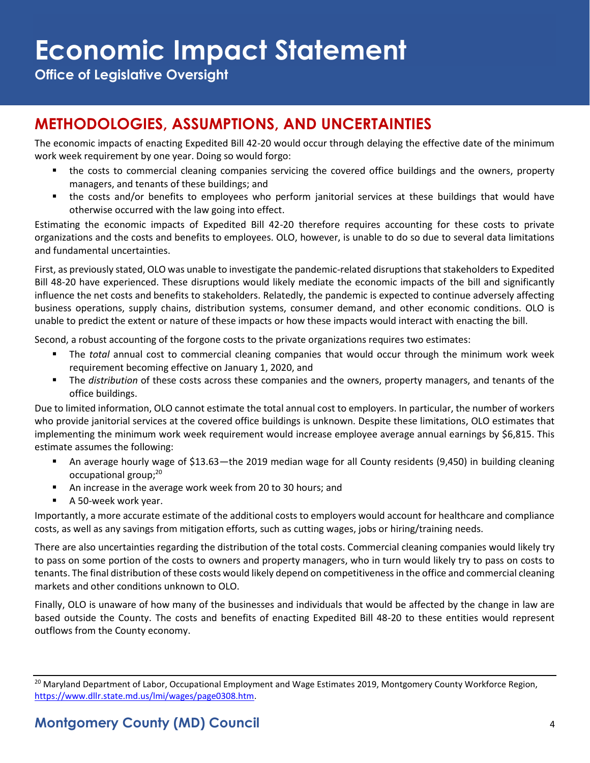## METHODOLOGIES, ASSUMPTIONS, AND UNCERTAINTIES

The economic impacts of enacting Expedited Bill 42-20 would occur through delaying the effective date of the minimum work week requirement by one year. Doing so would forgo:

- the costs to commercial cleaning companies servicing the covered office buildings and the owners, property managers, and tenants of these buildings; and
- the costs and/or benefits to employees who perform janitorial services at these buildings that would have otherwise occurred with the law going into effect.

Estimating the economic impacts of Expedited Bill 42-20 therefore requires accounting for these costs to private organizations and the costs and benefits to employees. OLO, however, is unable to do so due to several data limitations and fundamental uncertainties.

First, as previously stated, OLO was unable to investigate the pandemic-related disruptions that stakeholders to Expedited Bill 48-20 have experienced. These disruptions would likely mediate the economic impacts of the bill and significantly influence the net costs and benefits to stakeholders. Relatedly, the pandemic is expected to continue adversely affecting business operations, supply chains, distribution systems, consumer demand, and other economic conditions. OLO is unable to predict the extent or nature of these impacts or how these impacts would interact with enacting the bill.

Second, a robust accounting of the forgone costs to the private organizations requires two estimates:

- The *total* annual cost to commercial cleaning companies that would occur through the minimum work week requirement becoming effective on January 1, 2020, and
- The *distribution* of these costs across these companies and the owners, property managers, and tenants of the office buildings.

Due to limited information, OLO cannot estimate the total annual cost to employers. In particular, the number of workers who provide janitorial services at the covered office buildings is unknown. Despite these limitations, OLO estimates that implementing the minimum work week requirement would increase employee average annual earnings by $6,815. This estimate assumes the following:

- An average hourly wage of $13.63—the 2019 median wage for all County residents (9,450) in building cleaning occupational group;[20]
- An increase in the average work week from 20 to 30 hours; and
- A 50-week work year.

Importantly, a more accurate estimate of the additional costs to employers would account for healthcare and compliance costs, as well as any savings from mitigation efforts, such as cutting wages, jobs or hiring/training needs.

There are also uncertainties regarding the distribution of the total costs. Commercial cleaning companies would likely try to pass on some portion of the costs to owners and property managers, who in turn would likely try to pass on costs to tenants. The final distribution of these costs would likely depend on competitiveness in the office and commercial cleaning markets and other conditions unknown to OLO.

Finally, OLO is unaware of how many of the businesses and individuals that would be affected by the change in law are based outside the County. The costs and benefits of enacting Expedited Bill 48-20 to these entities would represent outflows from the County economy.

---

[20] Maryland Department of Labor, Occupational Employment and Wage Estimates 2019, Montgomery County Workforce Region, https://www.dllr.state.md.us/lmi/wages/page0308.htm.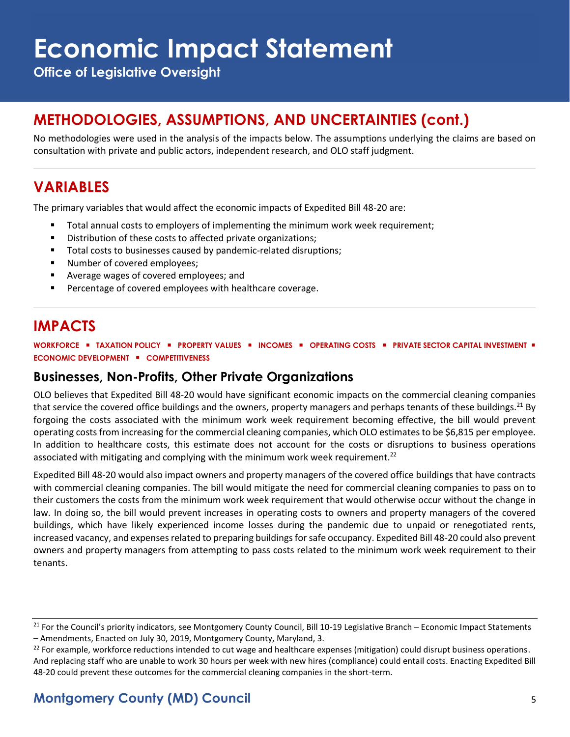## METHODOLOGIES, ASSUMPTIONS, AND UNCERTAINTIES (cont.)

No methodologies were used in the analysis of the impacts below. The assumptions underlying the claims are based on consultation with private and public actors, independent research, and OLO staff judgment.

## VARIABLES

The primary variables that would affect the economic impacts of Expedited Bill 48-20 are:

- Total annual costs to employers of implementing the minimum work week requirement;
- Distribution of these costs to affected private organizations;
- Total costs to businesses caused by pandemic-related disruptions;
- Number of covered employees;
- Average wages of covered employees; and
- Percentage of covered employees with healthcare coverage.

## IMPACTS

**WORKFORCE ▪ TAXATION POLICY ▪ PROPERTY VALUES ▪ INCOMES ▪ OPERATING COSTS ▪ PRIVATE SECTOR CAPITAL INVESTMENT ▪ ECONOMIC DEVELOPMENT ▪ COMPETITIVENESS**

### Businesses, Non-Profits, Other Private Organizations

OLO believes that Expedited Bill 48-20 would have significant economic impacts on the commercial cleaning companies that service the covered office buildings and the owners, property managers and perhaps tenants of these buildings.[21] By forgoing the costs associated with the minimum work week requirement becoming effective, the bill would prevent operating costs from increasing for the commercial cleaning companies, which OLO estimates to be $6,815 per employee. In addition to healthcare costs, this estimate does not account for the costs or disruptions to business operations associated with mitigating and complying with the minimum work week requirement.[22]

Expedited Bill 48-20 would also impact owners and property managers of the covered office buildings that have contracts with commercial cleaning companies. The bill would mitigate the need for commercial cleaning companies to pass on to their customers the costs from the minimum work week requirement that would otherwise occur without the change in law. In doing so, the bill would prevent increases in operating costs to owners and property managers of the covered buildings, which have likely experienced income losses during the pandemic due to unpaid or renegotiated rents, increased vacancy, and expenses related to preparing buildings for safe occupancy. Expedited Bill 48-20 could also prevent owners and property managers from attempting to pass costs related to the minimum work week requirement to their tenants.

---

[21] For the Council's priority indicators, see Montgomery County Council, Bill 10-19 Legislative Branch – Economic Impact Statements – Amendments, Enacted on July 30, 2019, Montgomery County, Maryland, 3.

[22] For example, workforce reductions intended to cut wage and healthcare expenses (mitigation) could disrupt business operations. And replacing staff who are unable to work 30 hours per week with new hires (compliance) could entail costs. Enacting Expedited Bill 48-20 could prevent these outcomes for the commercial cleaning companies in the short-term.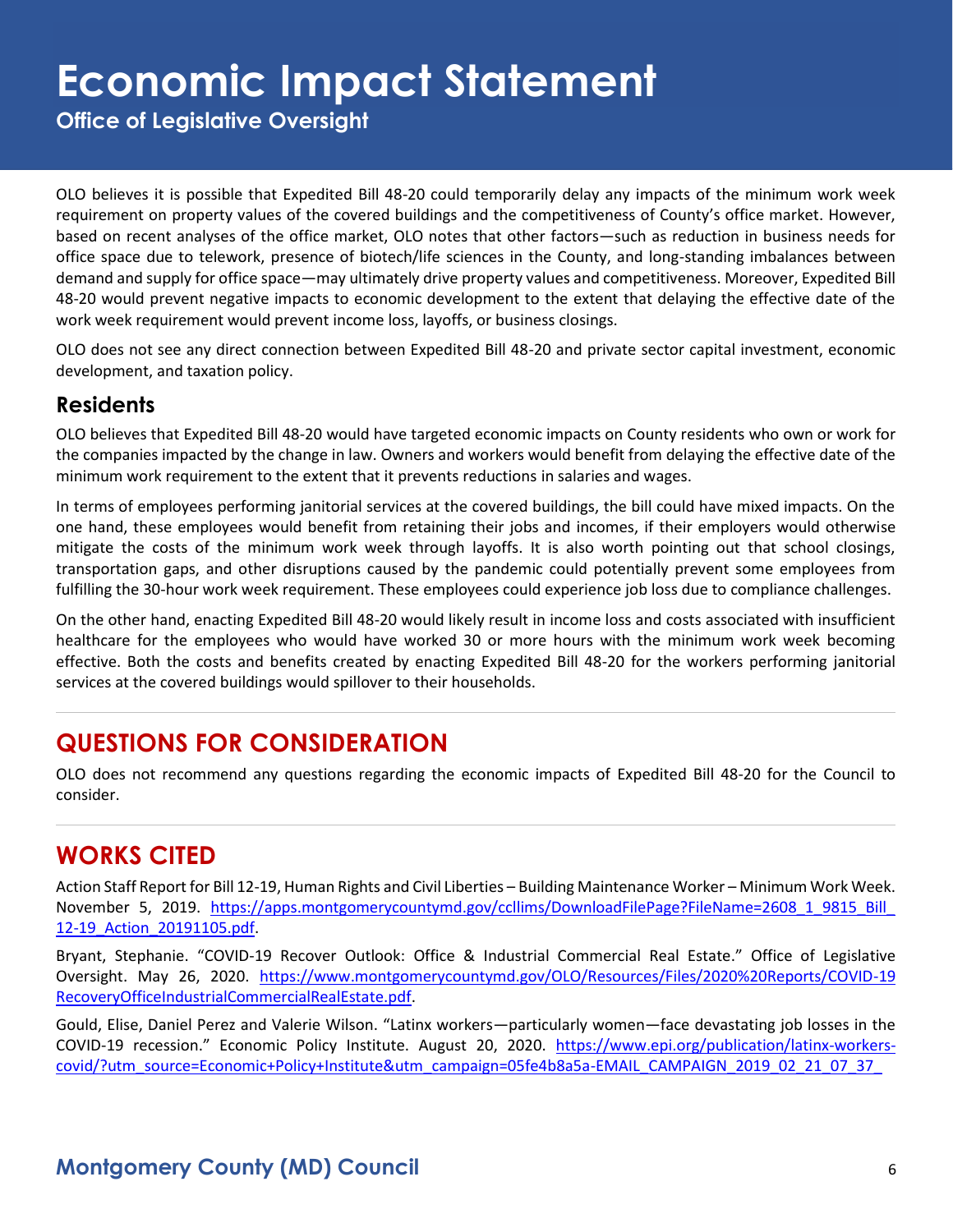OLO believes it is possible that Expedited Bill 48-20 could temporarily delay any impacts of the minimum work week requirement on property values of the covered buildings and the competitiveness of County's office market. However, based on recent analyses of the office market, OLO notes that other factors—such as reduction in business needs for office space due to telework, presence of biotech/life sciences in the County, and long-standing imbalances between demand and supply for office space—may ultimately drive property values and competitiveness. Moreover, Expedited Bill 48-20 would prevent negative impacts to economic development to the extent that delaying the effective date of the work week requirement would prevent income loss, layoffs, or business closings.

OLO does not see any direct connection between Expedited Bill 48-20 and private sector capital investment, economic development, and taxation policy.

### Residents

OLO believes that Expedited Bill 48-20 would have targeted economic impacts on County residents who own or work for the companies impacted by the change in law. Owners and workers would benefit from delaying the effective date of the minimum work requirement to the extent that it prevents reductions in salaries and wages.

In terms of employees performing janitorial services at the covered buildings, the bill could have mixed impacts. On the one hand, these employees would benefit from retaining their jobs and incomes, if their employers would otherwise mitigate the costs of the minimum work week through layoffs. It is also worth pointing out that school closings, transportation gaps, and other disruptions caused by the pandemic could potentially prevent some employees from fulfilling the 30-hour work week requirement. These employees could experience job loss due to compliance challenges.

On the other hand, enacting Expedited Bill 48-20 would likely result in income loss and costs associated with insufficient healthcare for the employees who would have worked 30 or more hours with the minimum work week becoming effective. Both the costs and benefits created by enacting Expedited Bill 48-20 for the workers performing janitorial services at the covered buildings would spillover to their households.

## QUESTIONS FOR CONSIDERATION

OLO does not recommend any questions regarding the economic impacts of Expedited Bill 48-20 for the Council to consider.

## WORKS CITED

Action Staff Report for Bill 12-19, Human Rights and Civil Liberties – Building Maintenance Worker – Minimum Work Week. November 5, 2019. https://apps.montgomerycountymd.gov/ccllims/DownloadFilePage?FileName=2608_1_9815_Bill_12-19_Action_20191105.pdf.

Bryant, Stephanie. "COVID-19 Recover Outlook: Office & Industrial Commercial Real Estate." Office of Legislative Oversight. May 26, 2020. https://www.montgomerycountymd.gov/OLO/Resources/Files/2020%20Reports/COVID-19RecoveryOfficeIndustrialCommercialRealEstate.pdf.

Gould, Elise, Daniel Perez and Valerie Wilson. "Latinx workers—particularly women—face devastating job losses in the COVID-19 recession." Economic Policy Institute. August 20, 2020. https://www.epi.org/publication/latinx-workers-covid/?utm_source=Economic+Policy+Institute&utm_campaign=05fe4b8a5a-EMAIL_CAMPAIGN_2019_02_21_07_37_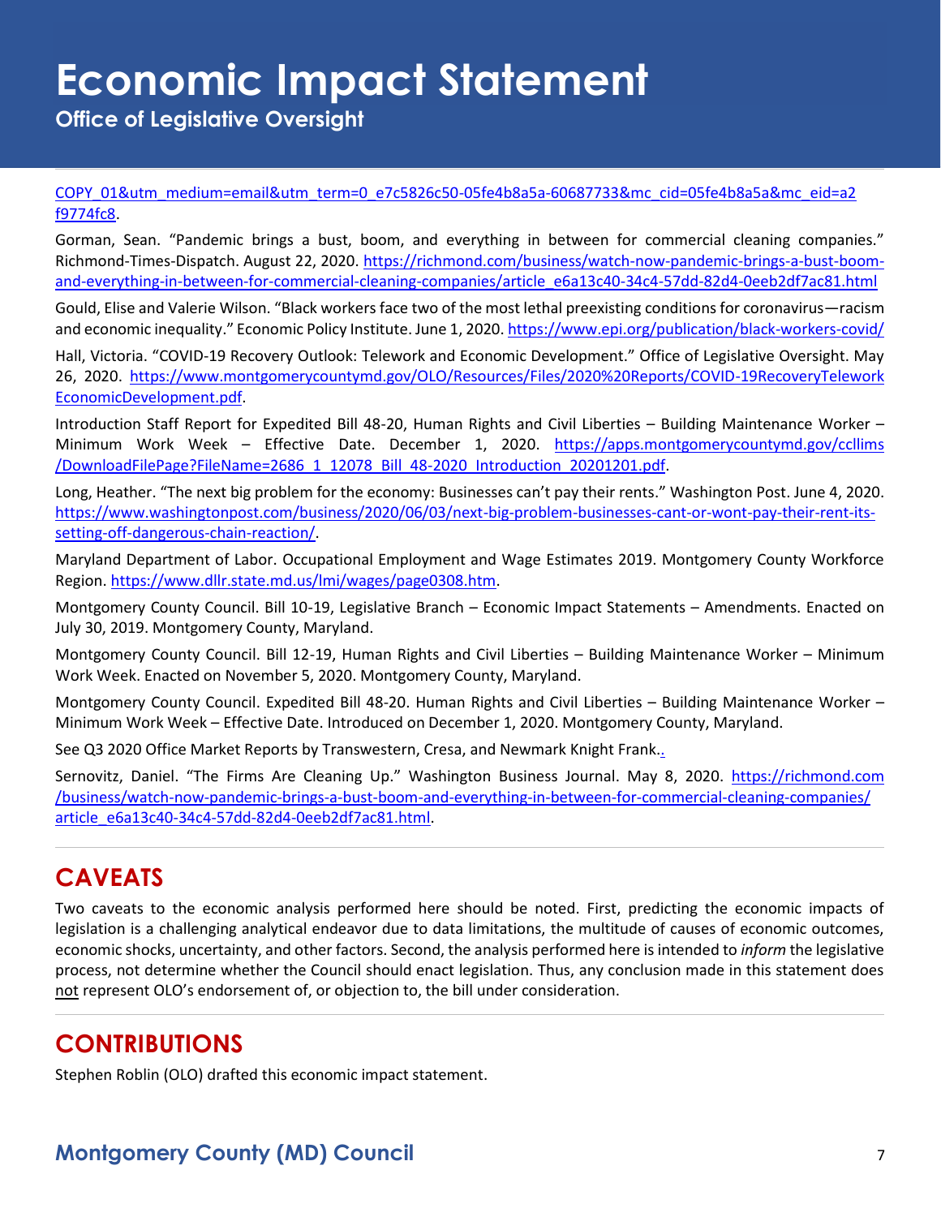COPY_01&utm_medium=email&utm_term=0_e7c5826c50-05fe4b8a5a-60687733&mc_cid=05fe4b8a5a&mc_eid=a2f9774fc8.

Gorman, Sean. "Pandemic brings a bust, boom, and everything in between for commercial cleaning companies." Richmond-Times-Dispatch. August 22, 2020. https://richmond.com/business/watch-now-pandemic-brings-a-bust-boom-and-everything-in-between-for-commercial-cleaning-companies/article_e6a13c40-34c4-57dd-82d4-0eeb2df7ac81.html

Gould, Elise and Valerie Wilson. "Black workers face two of the most lethal preexisting conditions for coronavirus—racism and economic inequality." Economic Policy Institute. June 1, 2020. https://www.epi.org/publication/black-workers-covid/

Hall, Victoria. "COVID-19 Recovery Outlook: Telework and Economic Development." Office of Legislative Oversight. May 26, 2020. https://www.montgomerycountymd.gov/OLO/Resources/Files/2020%20Reports/COVID-19RecoveryTeleworkEconomicDevelopment.pdf.

Introduction Staff Report for Expedited Bill 48-20, Human Rights and Civil Liberties – Building Maintenance Worker – Minimum Work Week – Effective Date. December 1, 2020. https://apps.montgomerycountymd.gov/ccllims/DownloadFilePage?FileName=2686_1_12078_Bill_48-2020_Introduction_20201201.pdf.

Long, Heather. "The next big problem for the economy: Businesses can't pay their rents." Washington Post. June 4, 2020. https://www.washingtonpost.com/business/2020/06/03/next-big-problem-businesses-cant-or-wont-pay-their-rent-its-setting-off-dangerous-chain-reaction/.

Maryland Department of Labor. Occupational Employment and Wage Estimates 2019. Montgomery County Workforce Region. https://www.dllr.state.md.us/lmi/wages/page0308.htm.

Montgomery County Council. Bill 10-19, Legislative Branch – Economic Impact Statements – Amendments. Enacted on July 30, 2019. Montgomery County, Maryland.

Montgomery County Council. Bill 12-19, Human Rights and Civil Liberties – Building Maintenance Worker – Minimum Work Week. Enacted on November 5, 2020. Montgomery County, Maryland.

Montgomery County Council. Expedited Bill 48-20. Human Rights and Civil Liberties – Building Maintenance Worker – Minimum Work Week – Effective Date. Introduced on December 1, 2020. Montgomery County, Maryland.

See Q3 2020 Office Market Reports by Transwestern, Cresa, and Newmark Knight Frank..

Sernovitz, Daniel. "The Firms Are Cleaning Up." Washington Business Journal. May 8, 2020. https://richmond.com/business/watch-now-pandemic-brings-a-bust-boom-and-everything-in-between-for-commercial-cleaning-companies/article_e6a13c40-34c4-57dd-82d4-0eeb2df7ac81.html.

## CAVEATS

Two caveats to the economic analysis performed here should be noted. First, predicting the economic impacts of legislation is a challenging analytical endeavor due to data limitations, the multitude of causes of economic outcomes, economic shocks, uncertainty, and other factors. Second, the analysis performed here is intended to *inform* the legislative process, not determine whether the Council should enact legislation. Thus, any conclusion made in this statement does not represent OLO's endorsement of, or objection to, the bill under consideration.

## CONTRIBUTIONS

Stephen Roblin (OLO) drafted this economic impact statement.